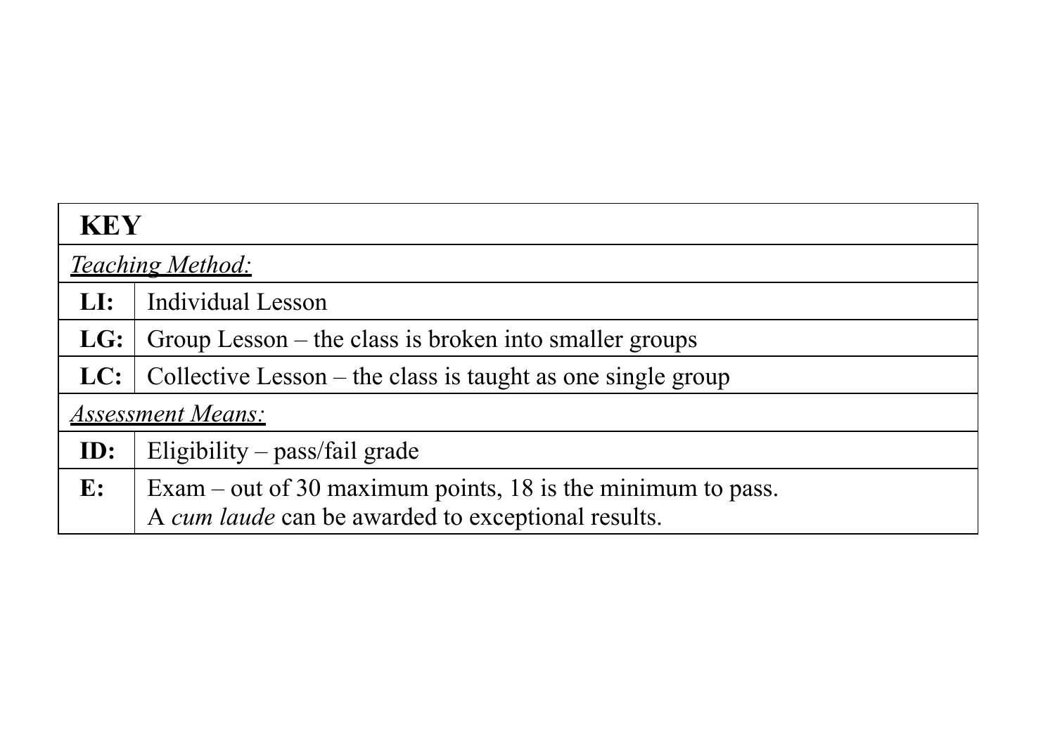| **KEY** | |
|---|---|
| *Teaching Method:* | |
| **LI:** | Individual Lesson |
| **LG:** | Group Lesson – the class is broken into smaller groups |
| **LC:** | Collective Lesson – the class is taught as one single group |
| *Assessment Means:* | |
| **ID:** | Eligibility – pass/fail grade |
| **E:** | Exam – out of 30 maximum points, 18 is the minimum to pass. A *cum laude* can be awarded to exceptional results. |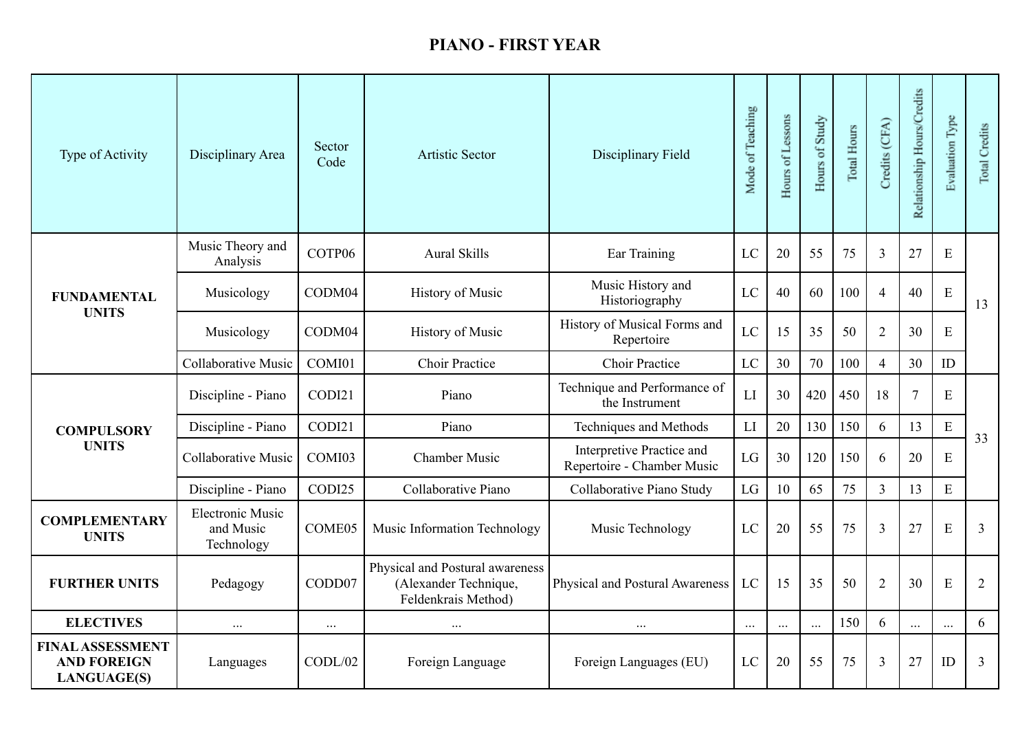# PIANO - FIRST YEAR

| Type of Activity | Disciplinary Area | Sector Code | Artistic Sector | Disciplinary Field | Mode of Teaching | Hours of Lessons | Hours of Study | Total Hours | Credits (CFA) | Relationship Hours/Credits | Evaluation Type | Total Credits |
|---|---|---|---|---|---|---|---|---|---|---|---|---|
| **FUNDAMENTAL UNITS** | Music Theory and Analysis | COTP06 | Aural Skills | Ear Training | LC | 20 | 55 | 75 | 3 | 27 | E | 13 |
| | Musicology | CODM04 | History of Music | Music History and Historiography | LC | 40 | 60 | 100 | 4 | 40 | E | |
| | Musicology | CODM04 | History of Music | History of Musical Forms and Repertoire | LC | 15 | 35 | 50 | 2 | 30 | E | |
| | Collaborative Music | COMI01 | Choir Practice | Choir Practice | LC | 30 | 70 | 100 | 4 | 30 | ID | |
| **COMPULSORY UNITS** | Discipline - Piano | CODI21 | Piano | Technique and Performance of the Instrument | LI | 30 | 420 | 450 | 18 | 7 | E | 33 |
| | Discipline - Piano | CODI21 | Piano | Techniques and Methods | LI | 20 | 130 | 150 | 6 | 13 | E | |
| | Collaborative Music | COMI03 | Chamber Music | Interpretive Practice and Repertoire - Chamber Music | LG | 30 | 120 | 150 | 6 | 20 | E | |
| | Discipline - Piano | CODI25 | Collaborative Piano | Collaborative Piano Study | LG | 10 | 65 | 75 | 3 | 13 | E | |
| **COMPLEMENTARY UNITS** | Electronic Music and Music Technology | COME05 | Music Information Technology | Music Technology | LC | 20 | 55 | 75 | 3 | 27 | E | 3 |
| **FURTHER UNITS** | Pedagogy | CODD07 | Physical and Postural awareness (Alexander Technique, Feldenkrais Method) | Physical and Postural Awareness | LC | 15 | 35 | 50 | 2 | 30 | E | 2 |
| **ELECTIVES** | ... | ... | ... | ... | ... | ... | ... | 150 | 6 | ... | ... | 6 |
| **FINAL ASSESSMENT AND FOREIGN LANGUAGE(S)** | Languages | CODL/02 | Foreign Language | Foreign Languages (EU) | LC | 20 | 55 | 75 | 3 | 27 | ID | 3 |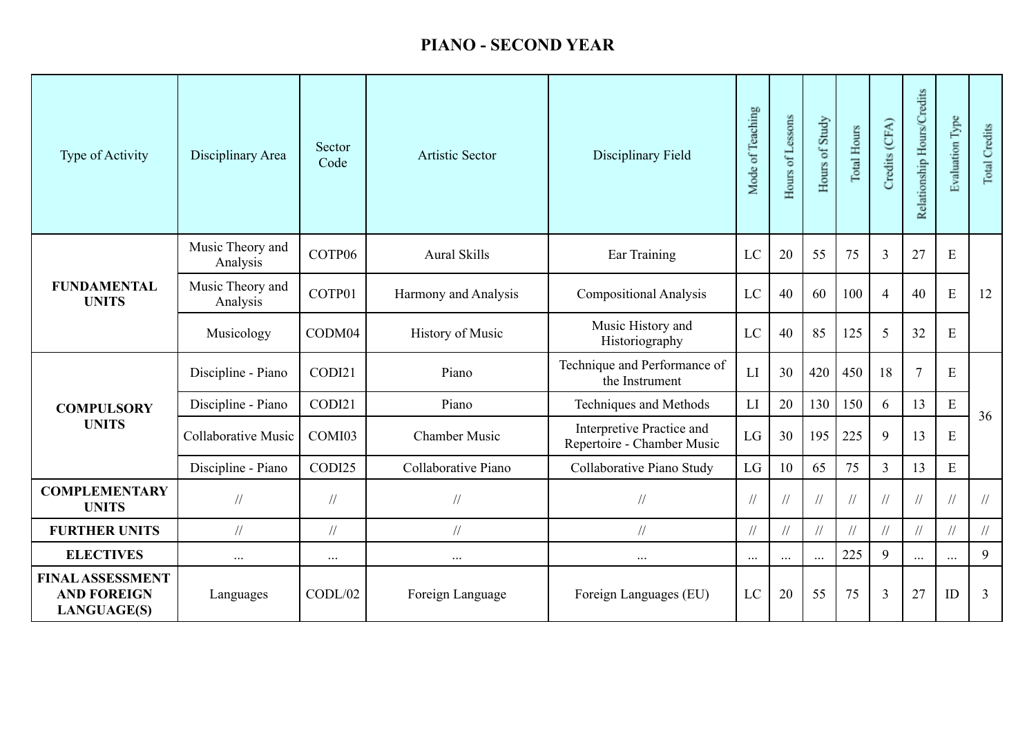# PIANO - SECOND YEAR

| Type of Activity | Disciplinary Area | Sector Code | Artistic Sector | Disciplinary Field | Mode of Teaching | Hours of Lessons | Hours of Study | Total Hours | Credits (CFA) | Relationship Hours/Credits | Evaluation Type | Total Credits |
|---|---|---|---|---|---|---|---|---|---|---|---|---|
| **FUNDAMENTAL UNITS** | Music Theory and Analysis | COTP06 | Aural Skills | Ear Training | LC | 20 | 55 | 75 | 3 | 27 | E | 12 |
| | Music Theory and Analysis | COTP01 | Harmony and Analysis | Compositional Analysis | LC | 40 | 60 | 100 | 4 | 40 | E | |
| | Musicology | CODM04 | History of Music | Music History and Historiography | LC | 40 | 85 | 125 | 5 | 32 | E | |
| **COMPULSORY UNITS** | Discipline - Piano | CODI21 | Piano | Technique and Performance of the Instrument | LI | 30 | 420 | 450 | 18 | 7 | E | 36 |
| | Discipline - Piano | CODI21 | Piano | Techniques and Methods | LI | 20 | 130 | 150 | 6 | 13 | E | |
| | Collaborative Music | COMI03 | Chamber Music | Interpretive Practice and Repertoire - Chamber Music | LG | 30 | 195 | 225 | 9 | 13 | E | |
| | Discipline - Piano | CODI25 | Collaborative Piano | Collaborative Piano Study | LG | 10 | 65 | 75 | 3 | 13 | E | |
| **COMPLEMENTARY UNITS** | // | // | // | // | // | // | // | // | // | // | // | // |
| **FURTHER UNITS** | // | // | // | // | // | // | // | // | // | // | // | // |
| **ELECTIVES** | ... | ... | ... | ... | ... | ... | ... | 225 | 9 | ... | ... | 9 |
| **FINAL ASSESSMENT AND FOREIGN LANGUAGE(S)** | Languages | CODL/02 | Foreign Language | Foreign Languages (EU) | LC | 20 | 55 | 75 | 3 | 27 | ID | 3 |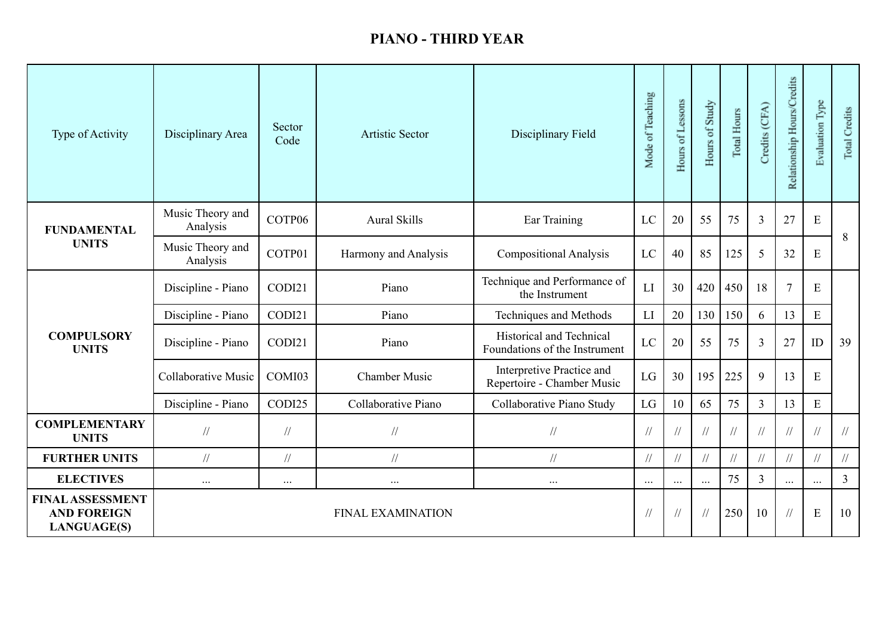# PIANO - THIRD YEAR

| Type of Activity | Disciplinary Area | Sector Code | Artistic Sector | Disciplinary Field | Mode of Teaching | Hours of Lessons | Hours of Study | Total Hours | Credits (CFA) | Relationship Hours/Credits | Evaluation Type | Total Credits |
|---|---|---|---|---|---|---|---|---|---|---|---|---|
| **FUNDAMENTAL UNITS** | Music Theory and Analysis | COTP06 | Aural Skills | Ear Training | LC | 20 | 55 | 75 | 3 | 27 | E | 8 |
| | Music Theory and Analysis | COTP01 | Harmony and Analysis | Compositional Analysis | LC | 40 | 85 | 125 | 5 | 32 | E | |
| **COMPULSORY UNITS** | Discipline - Piano | CODI21 | Piano | Technique and Performance of the Instrument | LI | 30 | 420 | 450 | 18 | 7 | E | 39 |
| | Discipline - Piano | CODI21 | Piano | Techniques and Methods | LI | 20 | 130 | 150 | 6 | 13 | E | |
| | Discipline - Piano | CODI21 | Piano | Historical and Technical Foundations of the Instrument | LC | 20 | 55 | 75 | 3 | 27 | ID | |
| | Collaborative Music | COMI03 | Chamber Music | Interpretive Practice and Repertoire - Chamber Music | LG | 30 | 195 | 225 | 9 | 13 | E | |
| | Discipline - Piano | CODI25 | Collaborative Piano | Collaborative Piano Study | LG | 10 | 65 | 75 | 3 | 13 | E | |
| **COMPLEMENTARY UNITS** | // | // | // | // | // | // | // | // | // | // | // | // |
| **FURTHER UNITS** | // | // | // | // | // | // | // | // | // | // | // | // |
| **ELECTIVES** | ... | ... | ... | ... | ... | ... | ... | 75 | 3 | ... | ... | 3 |
| **FINAL ASSESSMENT AND FOREIGN LANGUAGE(S)** | FINAL EXAMINATION | | | | // | // | // | 250 | 10 | // | E | 10 |